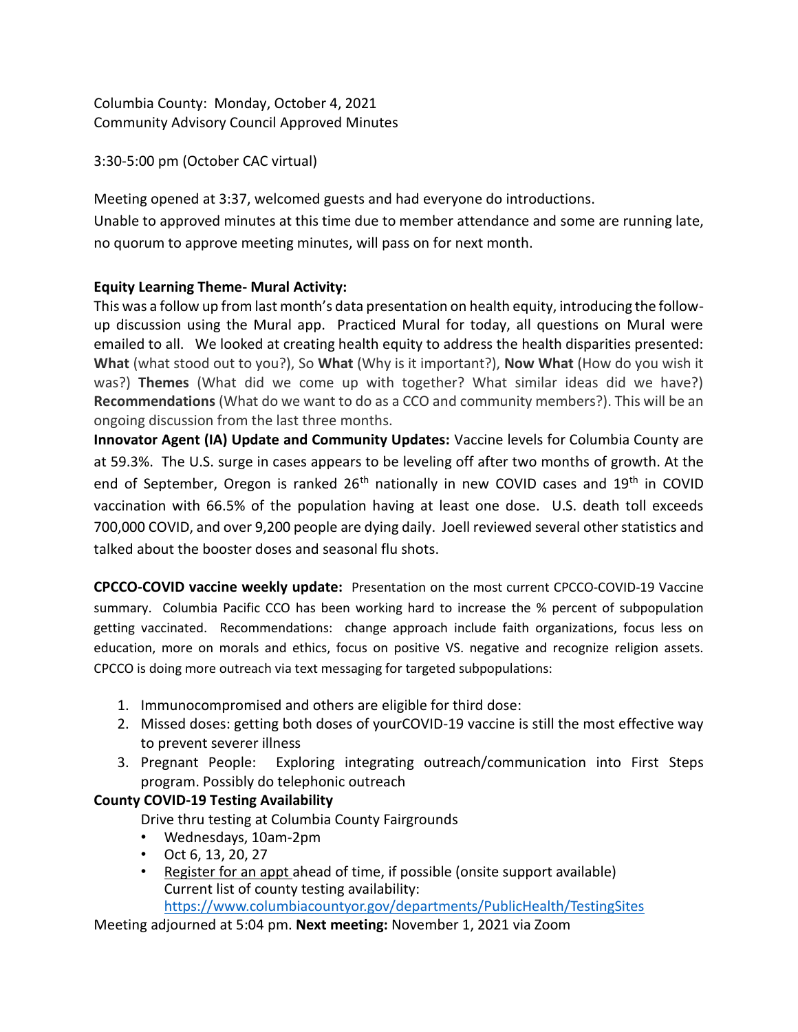Columbia County: Monday, October 4, 2021
Community Advisory Council Approved Minutes

3:30-5:00 pm (October CAC virtual)

Meeting opened at 3:37, welcomed guests and had everyone do introductions.
Unable to approved minutes at this time due to member attendance and some are running late, no quorum to approve meeting minutes, will pass on for next month.

**Equity Learning Theme- Mural Activity:**
This was a follow up from last month's data presentation on health equity, introducing the follow-up discussion using the Mural app. Practiced Mural for today, all questions on Mural were emailed to all. We looked at creating health equity to address the health disparities presented: **What** (what stood out to you?), So **What** (Why is it important?), **Now What** (How do you wish it was?) **Themes** (What did we come up with together? What similar ideas did we have?) **Recommendations** (What do we want to do as a CCO and community members?). This will be an ongoing discussion from the last three months.

**Innovator Agent (IA) Update and Community Updates:** Vaccine levels for Columbia County are at 59.3%. The U.S. surge in cases appears to be leveling off after two months of growth. At the end of September, Oregon is ranked 26th nationally in new COVID cases and 19th in COVID vaccination with 66.5% of the population having at least one dose. U.S. death toll exceeds 700,000 COVID, and over 9,200 people are dying daily. Joell reviewed several other statistics and talked about the booster doses and seasonal flu shots.

**CPCCO-COVID vaccine weekly update:** Presentation on the most current CPCCO-COVID-19 Vaccine summary. Columbia Pacific CCO has been working hard to increase the % percent of subpopulation getting vaccinated. Recommendations: change approach include faith organizations, focus less on education, more on morals and ethics, focus on positive VS. negative and recognize religion assets. CPCCO is doing more outreach via text messaging for targeted subpopulations:

1. Immunocompromised and others are eligible for third dose:
2. Missed doses: getting both doses of yourCOVID-19 vaccine is still the most effective way to prevent severer illness
3. Pregnant People: Exploring integrating outreach/communication into First Steps program. Possibly do telephonic outreach

**County COVID-19 Testing Availability**

Drive thru testing at Columbia County Fairgrounds

- Wednesdays, 10am-2pm
- Oct 6, 13, 20, 27
- Register for an appt ahead of time, if possible (onsite support available)
  Current list of county testing availability:
  https://www.columbiacountyor.gov/departments/PublicHealth/TestingSites

Meeting adjourned at 5:04 pm. **Next meeting:** November 1, 2021 via Zoom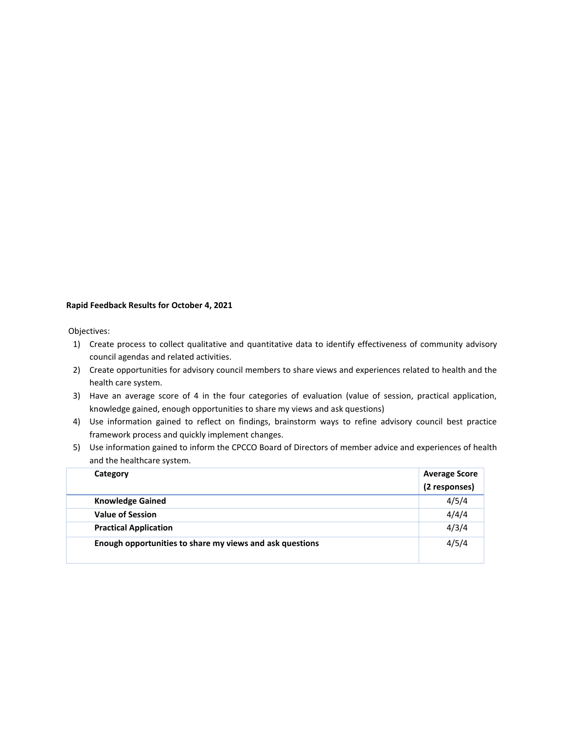**Rapid Feedback Results for October 4, 2021**

Objectives:

1) Create process to collect qualitative and quantitative data to identify effectiveness of community advisory council agendas and related activities.
2) Create opportunities for advisory council members to share views and experiences related to health and the health care system.
3) Have an average score of 4 in the four categories of evaluation (value of session, practical application, knowledge gained, enough opportunities to share my views and ask questions)
4) Use information gained to reflect on findings, brainstorm ways to refine advisory council best practice framework process and quickly implement changes.
5) Use information gained to inform the CPCCO Board of Directors of member advice and experiences of health and the healthcare system.

| Category | Average Score (2 responses) |
|---|---|
| **Knowledge Gained** | 4/5/4 |
| **Value of Session** | 4/4/4 |
| **Practical Application** | 4/3/4 |
| **Enough opportunities to share my views and ask questions** | 4/5/4 |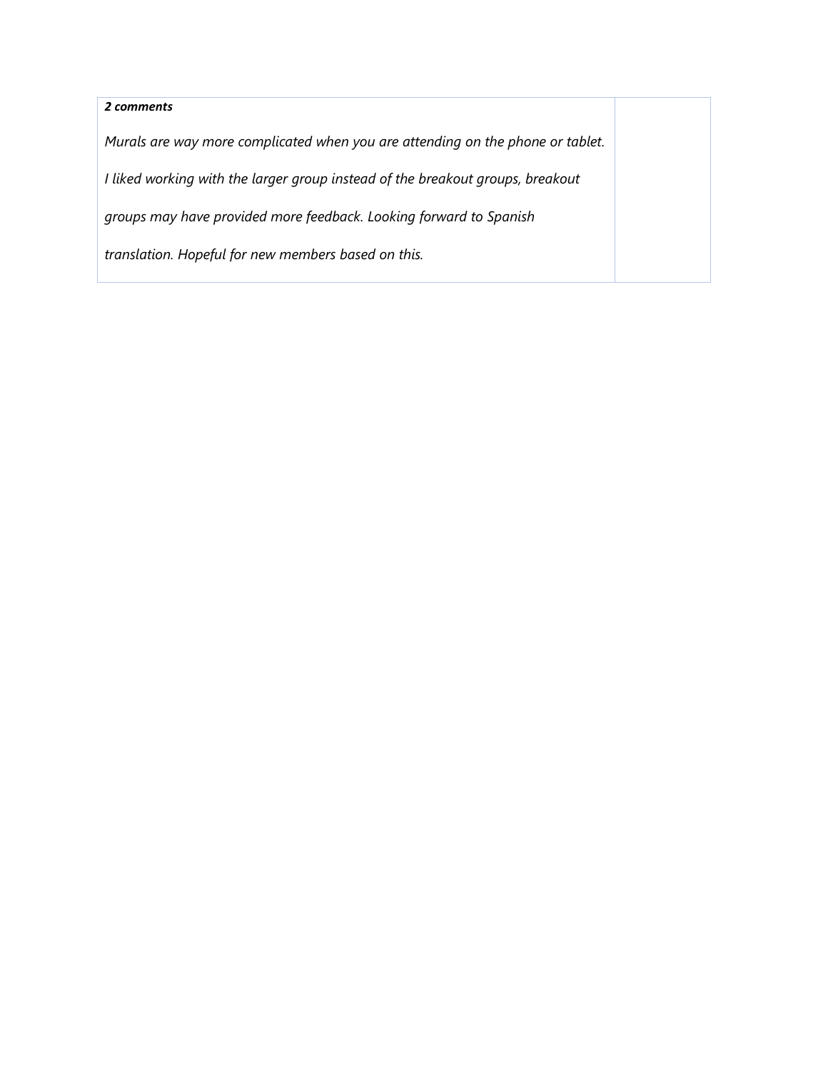| | |
|---|---|
| ***2 comments***<br><br>*Murals are way more complicated when you are attending on the phone or tablet.*<br><br>*I liked working with the larger group instead of the breakout groups, breakout groups may have provided more feedback. Looking forward to Spanish translation. Hopeful for new members based on this.* | |